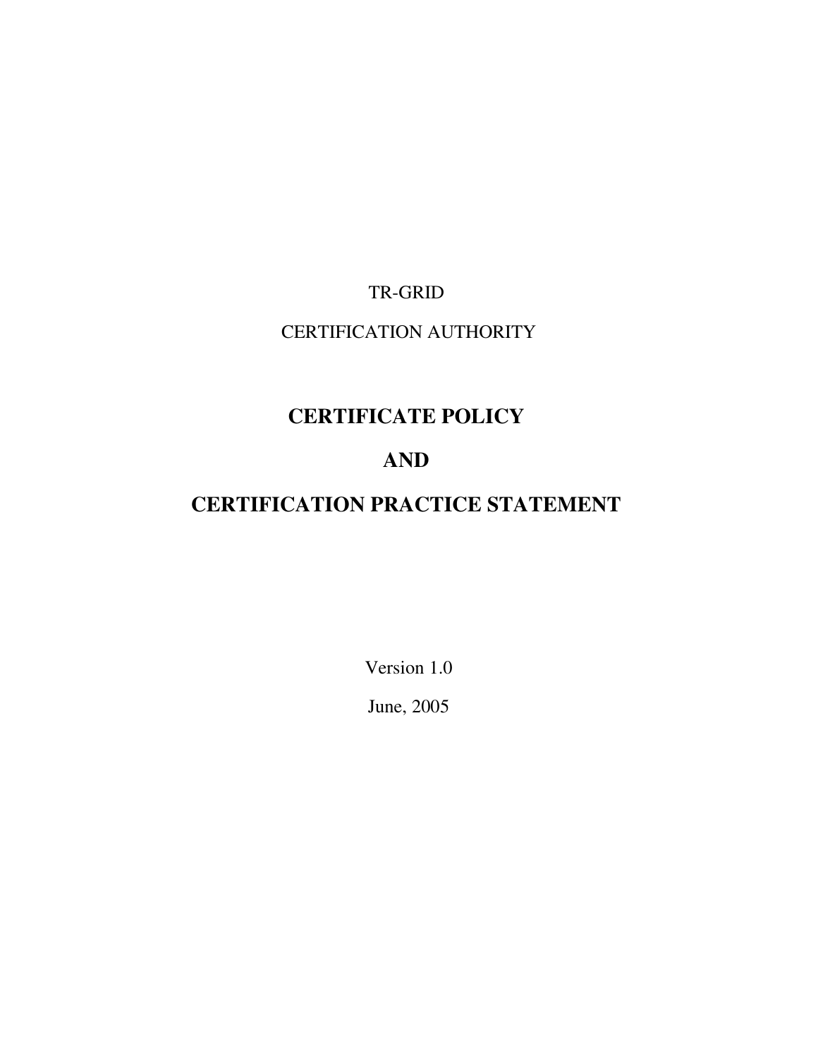TR-GRID

CERTIFICATION AUTHORITY

# CERTIFICATE POLICY

# AND

# CERTIFICATION PRACTICE STATEMENT

Version 1.0

June, 2005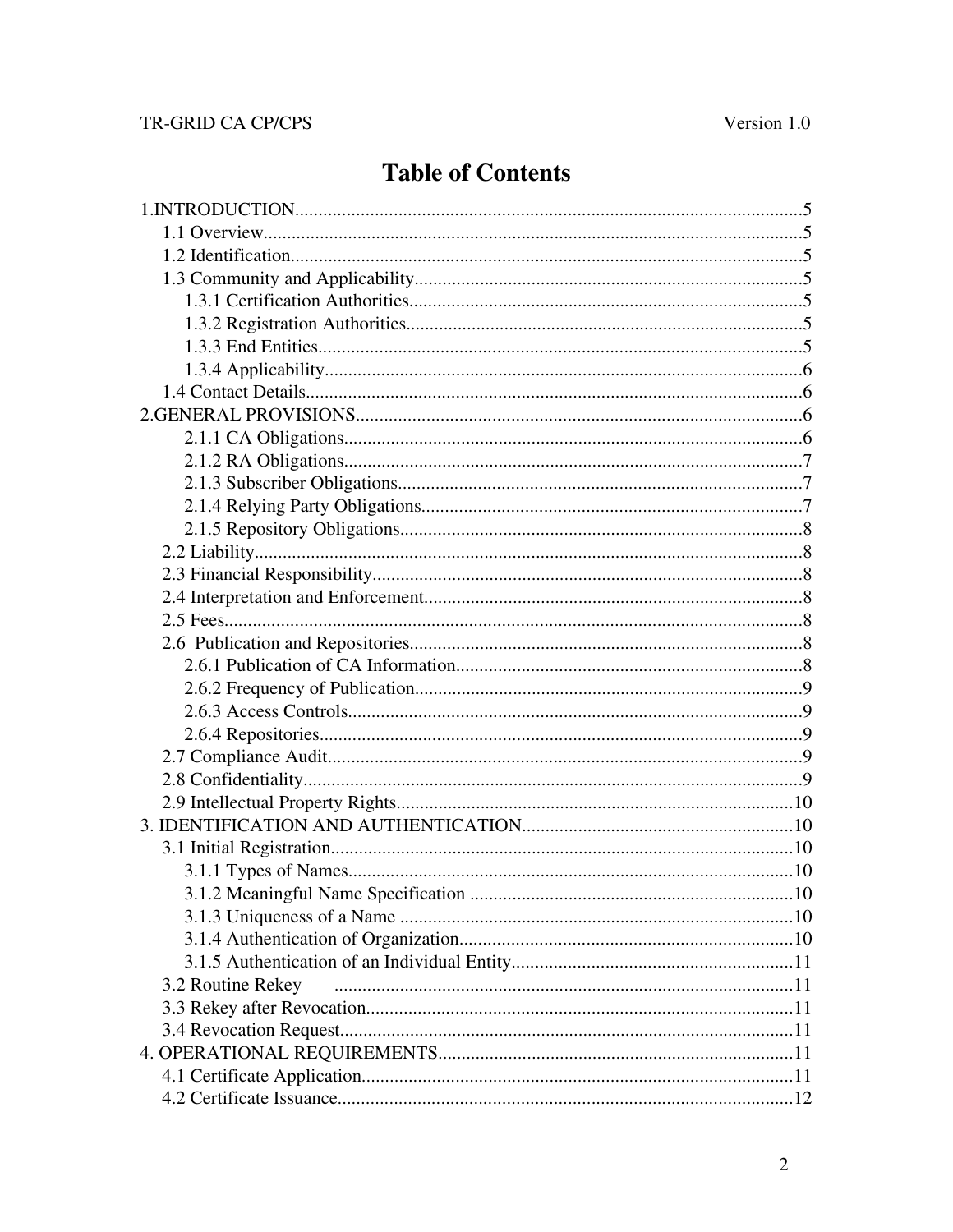# Table of Contents

1.INTRODUCTION....................................................................................................5
- 1.1 Overview.........................................................................................................5
- 1.2 Identification...................................................................................................5
- 1.3 Community and Applicability.........................................................................5
  - 1.3.1 Certification Authorities..........................................................................5
  - 1.3.2 Registration Authorities...........................................................................5
  - 1.3.3 End Entities..............................................................................................5
  - 1.3.4 Applicability.............................................................................................6
- 1.4 Contact Details................................................................................................6

2.GENERAL PROVISIONS.......................................................................................6
  - 2.1.1 CA Obligations.........................................................................................6
  - 2.1.2 RA Obligations.........................................................................................7
  - 2.1.3 Subscriber Obligations..............................................................................7
  - 2.1.4 Relying Party Obligations.........................................................................7
  - 2.1.5 Repository Obligations.............................................................................8
- 2.2 Liability...........................................................................................................8
- 2.3 Financial Responsibility...................................................................................8
- 2.4 Interpretation and Enforcement........................................................................8
- 2.5 Fees..................................................................................................................8
- 2.6 Publication and Repositories...........................................................................8
  - 2.6.1 Publication of CA Information.................................................................8
  - 2.6.2 Frequency of Publication..........................................................................9
  - 2.6.3 Access Controls........................................................................................9
  - 2.6.4 Repositories..............................................................................................9
- 2.7 Compliance Audit............................................................................................9
- 2.8 Confidentiality.................................................................................................9
- 2.9 Intellectual Property Rights............................................................................10

3. IDENTIFICATION AND AUTHENTICATION..................................................10
- 3.1 Initial Registration..........................................................................................10
  - 3.1.1 Types of Names.......................................................................................10
  - 3.1.2 Meaningful Name Specification .............................................................10
  - 3.1.3 Uniqueness of a Name ............................................................................10
  - 3.1.4 Authentication of Organization...............................................................10
  - 3.1.5 Authentication of an Individual Entity....................................................11
- 3.2 Routine Rekey ...............................................................................................11
- 3.3 Rekey after Revocation...................................................................................11
- 3.4 Revocation Request........................................................................................11

4. OPERATIONAL REQUIREMENTS....................................................................11
- 4.1 Certificate Application....................................................................................11
- 4.2 Certificate Issuance.........................................................................................12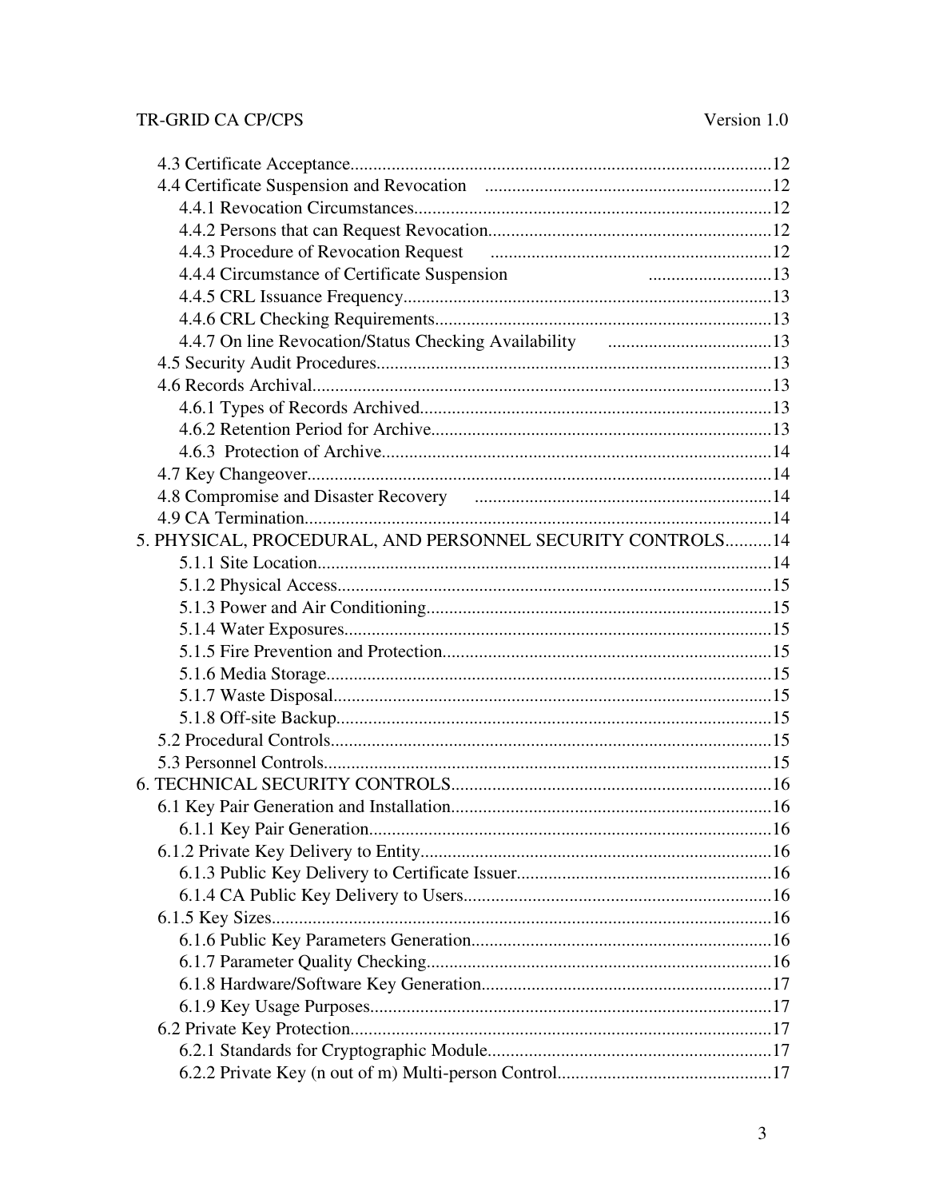4.3 Certificate Acceptance............................................................................................12
4.4 Certificate Suspension and Revocation ...............................................................12
4.4.1 Revocation Circumstances..............................................................................12
4.4.2 Persons that can Request Revocation..............................................................12
4.4.3 Procedure of Revocation Request .............................................................12
4.4.4 Circumstance of Certificate Suspension ...........................13
4.4.5 CRL Issuance Frequency.................................................................................13
4.4.6 CRL Checking Requirements..........................................................................13
4.4.7 On line Revocation/Status Checking Availability ....................................13
4.5 Security Audit Procedures.......................................................................................13
4.6 Records Archival.....................................................................................................13
4.6.1 Types of Records Archived.............................................................................13
4.6.2 Retention Period for Archive...........................................................................13
4.6.3 Protection of Archive......................................................................................14
4.7 Key Changeover.......................................................................................................14
4.8 Compromise and Disaster Recovery .................................................................14
4.9 CA Termination.......................................................................................................14
5. PHYSICAL, PROCEDURAL, AND PERSONNEL SECURITY CONTROLS..........14
5.1.1 Site Location....................................................................................................14
5.1.2 Physical Access................................................................................................15
5.1.3 Power and Air Conditioning............................................................................15
5.1.4 Water Exposures..............................................................................................15
5.1.5 Fire Prevention and Protection.........................................................................15
5.1.6 Media Storage..................................................................................................15
5.1.7 Waste Disposal................................................................................................15
5.1.8 Off-site Backup................................................................................................15
5.2 Procedural Controls.................................................................................................15
5.3 Personnel Controls...................................................................................................15
6. TECHNICAL SECURITY CONTROLS......................................................................16
6.1 Key Pair Generation and Installation......................................................................16
6.1.1 Key Pair Generation........................................................................................16
6.1.2 Private Key Delivery to Entity.............................................................................16
6.1.3 Public Key Delivery to Certificate Issuer........................................................16
6.1.4 CA Public Key Delivery to Users....................................................................16
6.1.5 Key Sizes.............................................................................................................16
6.1.6 Public Key Parameters Generation..................................................................16
6.1.7 Parameter Quality Checking............................................................................16
6.1.8 Hardware/Software Key Generation................................................................17
6.1.9 Key Usage Purposes........................................................................................17
6.2 Private Key Protection.............................................................................................17
6.2.1 Standards for Cryptographic Module..............................................................17
6.2.2 Private Key (n out of m) Multi-person Control...............................................17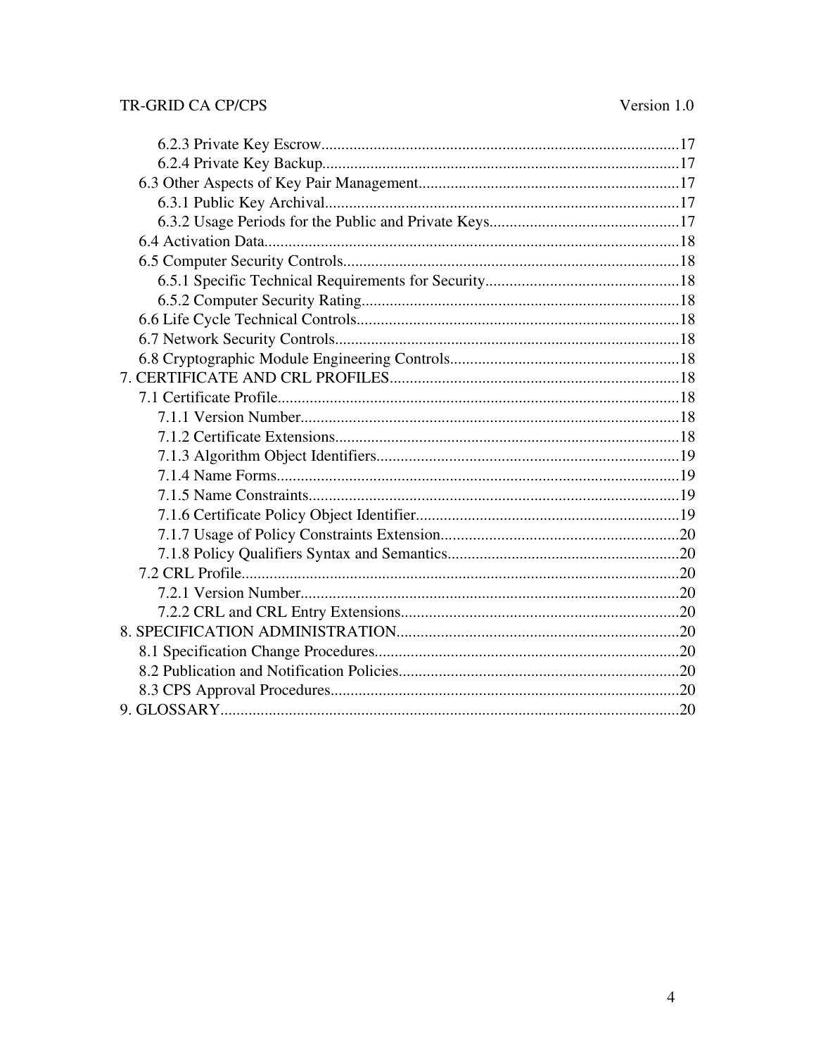6.2.3 Private Key Escrow.........................................................................................17
6.2.4 Private Key Backup.........................................................................................17
6.3 Other Aspects of Key Pair Management.................................................................17
6.3.1 Public Key Archival........................................................................................17
6.3.2 Usage Periods for the Public and Private Keys...............................................17
6.4 Activation Data.......................................................................................................18
6.5 Computer Security Controls...................................................................................18
6.5.1 Specific Technical Requirements for Security................................................18
6.5.2 Computer Security Rating...............................................................................18
6.6 Life Cycle Technical Controls................................................................................18
6.7 Network Security Controls.....................................................................................18
6.8 Cryptographic Module Engineering Controls.........................................................18
7. CERTIFICATE AND CRL PROFILES........................................................................18
7.1 Certificate Profile....................................................................................................18
7.1.1 Version Number..............................................................................................18
7.1.2 Certificate Extensions......................................................................................18
7.1.3 Algorithm Object Identifiers...........................................................................19
7.1.4 Name Forms....................................................................................................19
7.1.5 Name Constraints............................................................................................19
7.1.6 Certificate Policy Object Identifier..................................................................19
7.1.7 Usage of Policy Constraints Extension............................................................20
7.1.8 Policy Qualifiers Syntax and Semantics..........................................................20
7.2 CRL Profile.............................................................................................................20
7.2.1 Version Number..............................................................................................20
7.2.2 CRL and CRL Entry Extensions.....................................................................20
8. SPECIFICATION ADMINISTRATION......................................................................20
8.1 Specification Change Procedures............................................................................20
8.2 Publication and Notification Policies......................................................................20
8.3 CPS Approval Procedures.......................................................................................20
9. GLOSSARY..................................................................................................................20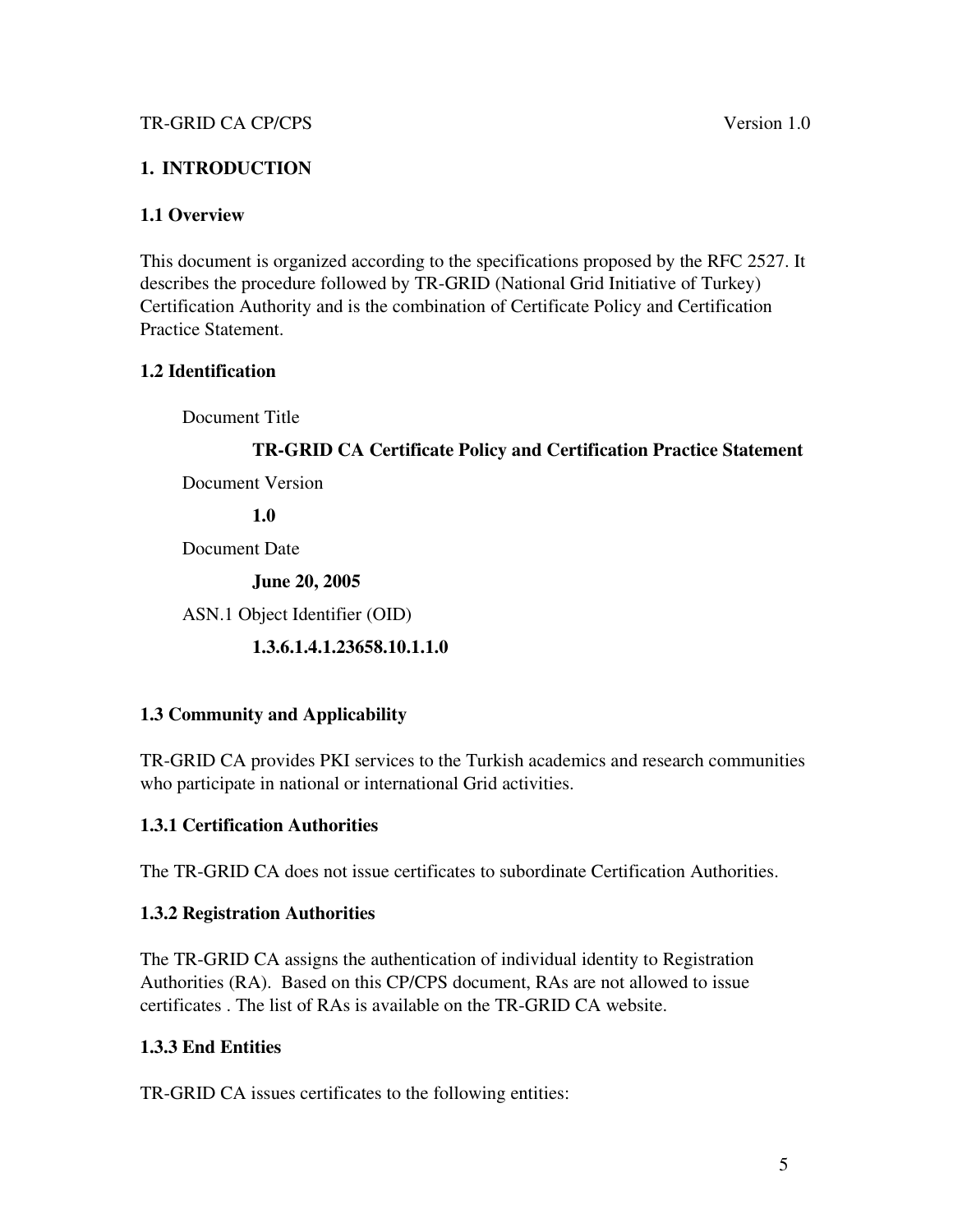# 1. INTRODUCTION

## 1.1 Overview

This document is organized according to the specifications proposed by the RFC 2527. It describes the procedure followed by TR-GRID (National Grid Initiative of Turkey) Certification Authority and is the combination of Certificate Policy and Certification Practice Statement.

## 1.2 Identification

Document Title

**TR-GRID CA Certificate Policy and Certification Practice Statement**

Document Version

**1.0**

Document Date

**June 20, 2005**

ASN.1 Object Identifier (OID)

**1.3.6.1.4.1.23658.10.1.1.0**

## 1.3 Community and Applicability

TR-GRID CA provides PKI services to the Turkish academics and research communities who participate in national or international Grid activities.

### 1.3.1 Certification Authorities

The TR-GRID CA does not issue certificates to subordinate Certification Authorities.

### 1.3.2 Registration Authorities

The TR-GRID CA assigns the authentication of individual identity to Registration Authorities (RA). Based on this CP/CPS document, RAs are not allowed to issue certificates . The list of RAs is available on the TR-GRID CA website.

### 1.3.3 End Entities

TR-GRID CA issues certificates to the following entities: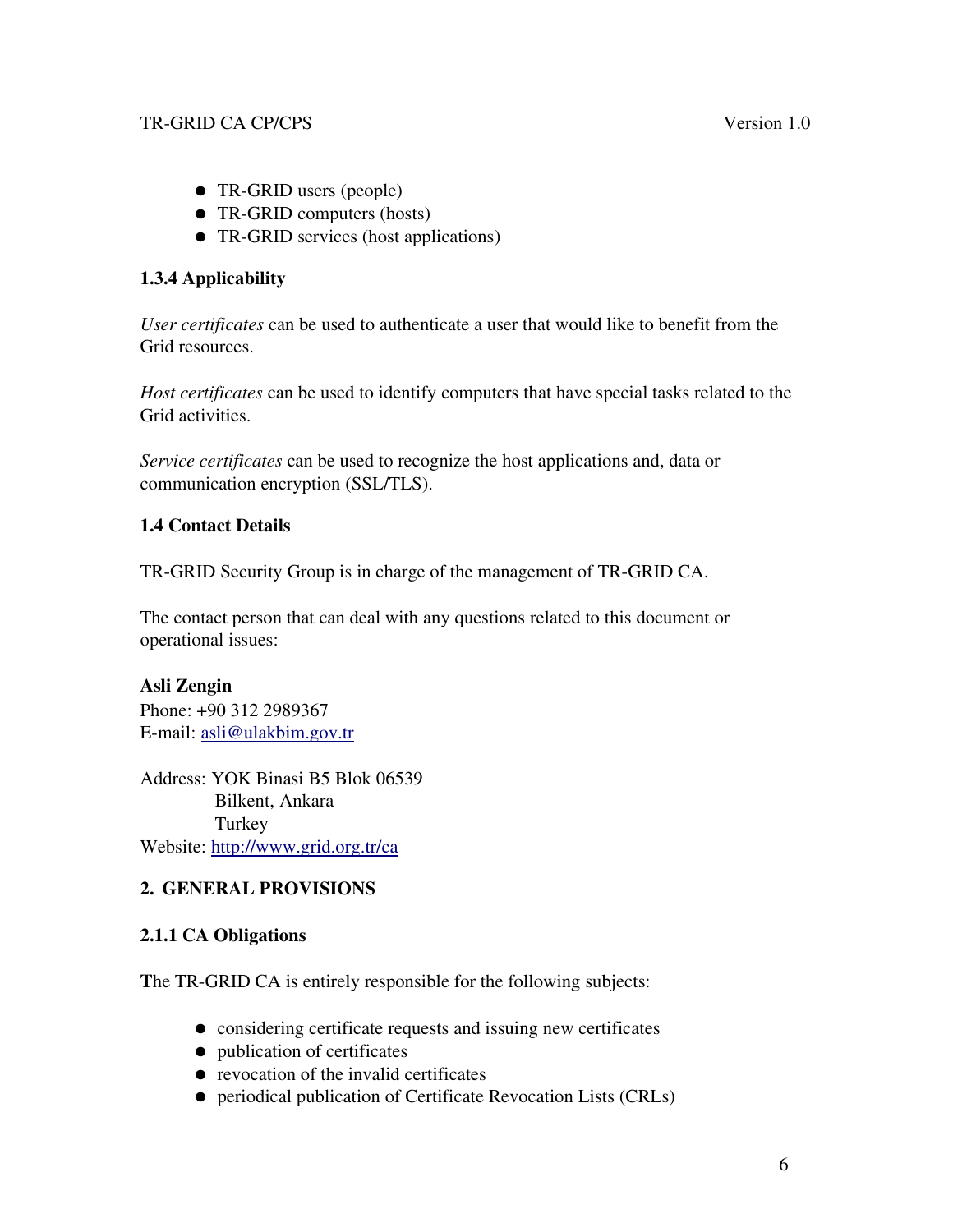- TR-GRID users (people)
- TR-GRID computers (hosts)
- TR-GRID services (host applications)

### 1.3.4 Applicability

*User certificates* can be used to authenticate a user that would like to benefit from the Grid resources.

*Host certificates* can be used to identify computers that have special tasks related to the Grid activities.

*Service certificates* can be used to recognize the host applications and, data or communication encryption (SSL/TLS).

## 1.4 Contact Details

TR-GRID Security Group is in charge of the management of TR-GRID CA.

The contact person that can deal with any questions related to this document or operational issues:

**Asli Zengin**
Phone: +90 312 2989367
E-mail: [asli@ulakbim.gov.tr](mailto:asli@ulakbim.gov.tr)

Address: YOK Binasi B5 Blok 06539
Bilkent, Ankara
Turkey
Website: [http://www.grid.org.tr/ca](http://www.grid.org.tr/ca)

# 2. GENERAL PROVISIONS

### 2.1.1 CA Obligations

The TR-GRID CA is entirely responsible for the following subjects:

- considering certificate requests and issuing new certificates
- publication of certificates
- revocation of the invalid certificates
- periodical publication of Certificate Revocation Lists (CRLs)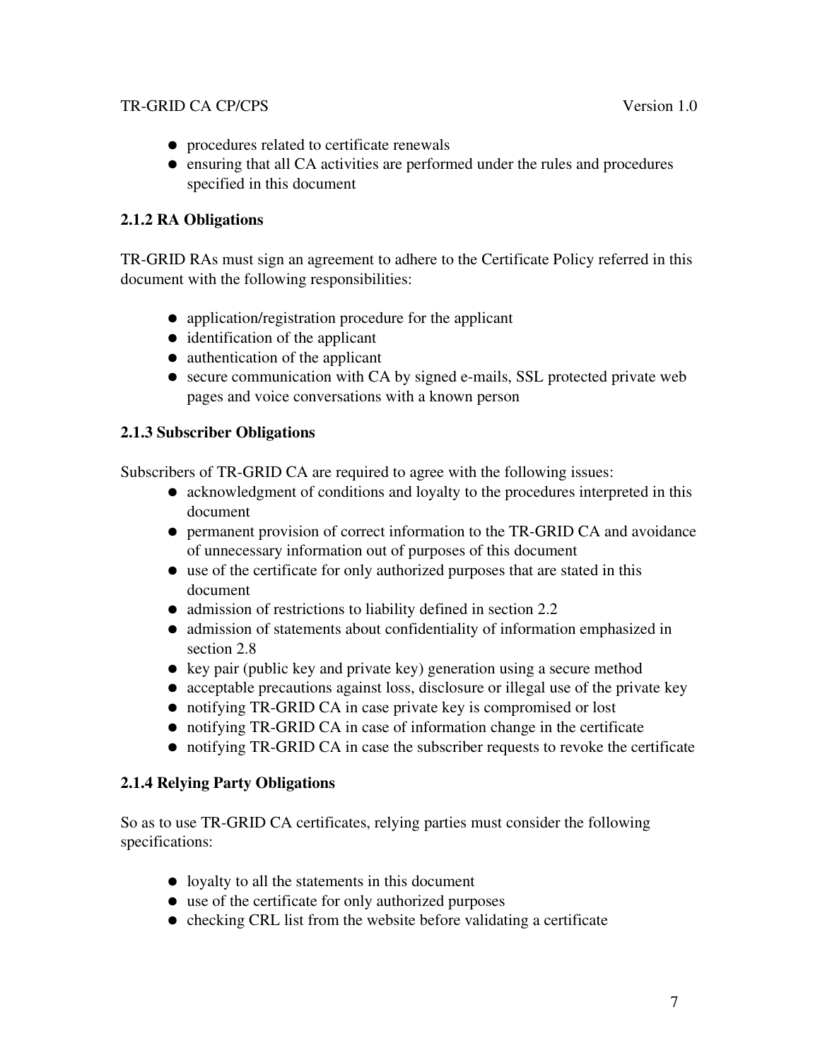- procedures related to certificate renewals
- ensuring that all CA activities are performed under the rules and procedures specified in this document

### 2.1.2 RA Obligations

TR-GRID RAs must sign an agreement to adhere to the Certificate Policy referred in this document with the following responsibilities:

- application/registration procedure for the applicant
- identification of the applicant
- authentication of the applicant
- secure communication with CA by signed e-mails, SSL protected private web pages and voice conversations with a known person

### 2.1.3 Subscriber Obligations

Subscribers of TR-GRID CA are required to agree with the following issues:

- acknowledgment of conditions and loyalty to the procedures interpreted in this document
- permanent provision of correct information to the TR-GRID CA and avoidance of unnecessary information out of purposes of this document
- use of the certificate for only authorized purposes that are stated in this document
- admission of restrictions to liability defined in section 2.2
- admission of statements about confidentiality of information emphasized in section 2.8
- key pair (public key and private key) generation using a secure method
- acceptable precautions against loss, disclosure or illegal use of the private key
- notifying TR-GRID CA in case private key is compromised or lost
- notifying TR-GRID CA in case of information change in the certificate
- notifying TR-GRID CA in case the subscriber requests to revoke the certificate

### 2.1.4 Relying Party Obligations

So as to use TR-GRID CA certificates, relying parties must consider the following specifications:

- loyalty to all the statements in this document
- use of the certificate for only authorized purposes
- checking CRL list from the website before validating a certificate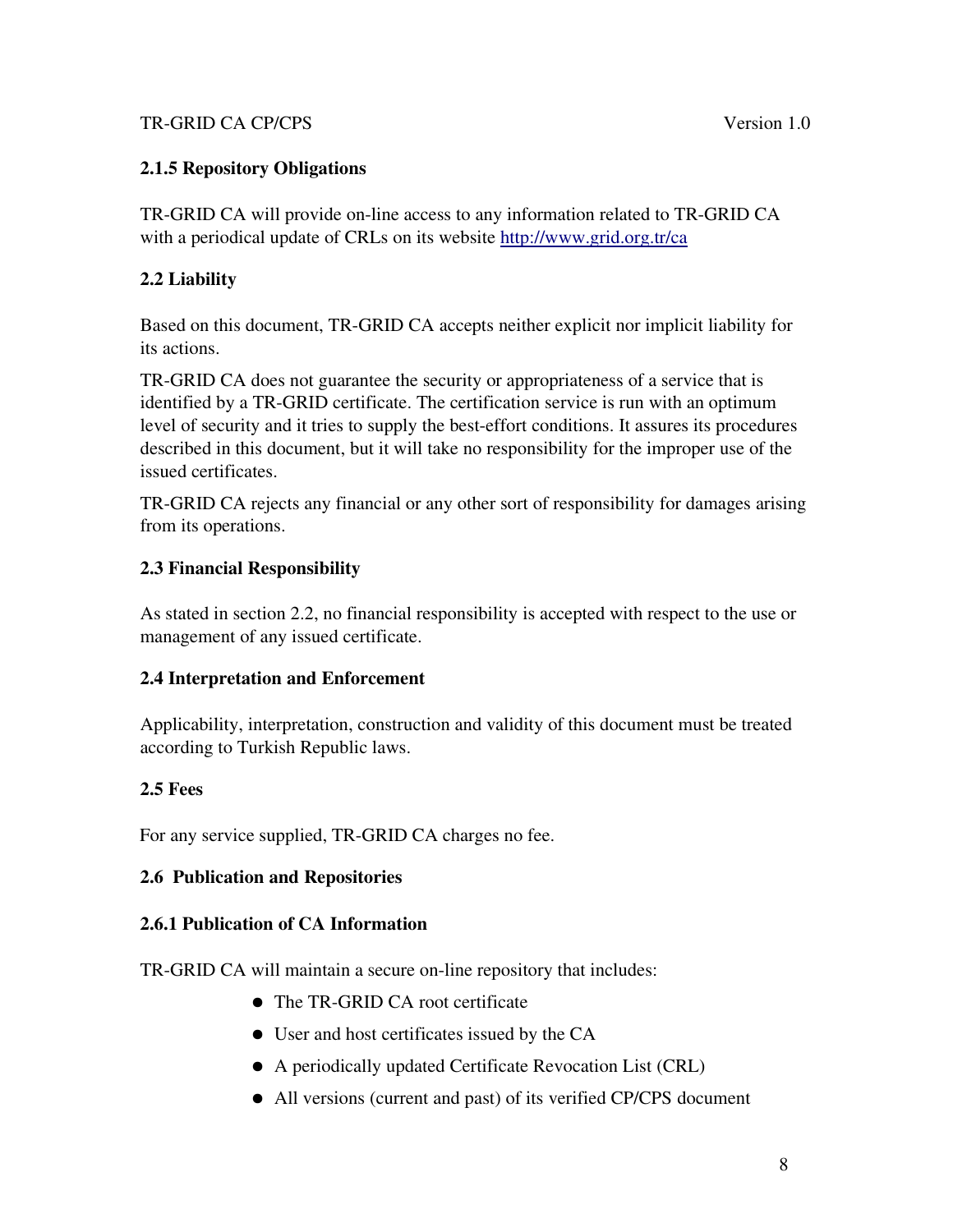### 2.1.5 Repository Obligations

TR-GRID CA will provide on-line access to any information related to TR-GRID CA with a periodical update of CRLs on its website http://www.grid.org.tr/ca

## 2.2 Liability

Based on this document, TR-GRID CA accepts neither explicit nor implicit liability for its actions.

TR-GRID CA does not guarantee the security or appropriateness of a service that is identified by a TR-GRID certificate. The certification service is run with an optimum level of security and it tries to supply the best-effort conditions. It assures its procedures described in this document, but it will take no responsibility for the improper use of the issued certificates.

TR-GRID CA rejects any financial or any other sort of responsibility for damages arising from its operations.

## 2.3 Financial Responsibility

As stated in section 2.2, no financial responsibility is accepted with respect to the use or management of any issued certificate.

## 2.4 Interpretation and Enforcement

Applicability, interpretation, construction and validity of this document must be treated according to Turkish Republic laws.

## 2.5 Fees

For any service supplied, TR-GRID CA charges no fee.

## 2.6 Publication and Repositories

### 2.6.1 Publication of CA Information

TR-GRID CA will maintain a secure on-line repository that includes:

- The TR-GRID CA root certificate
- User and host certificates issued by the CA
- A periodically updated Certificate Revocation List (CRL)
- All versions (current and past) of its verified CP/CPS document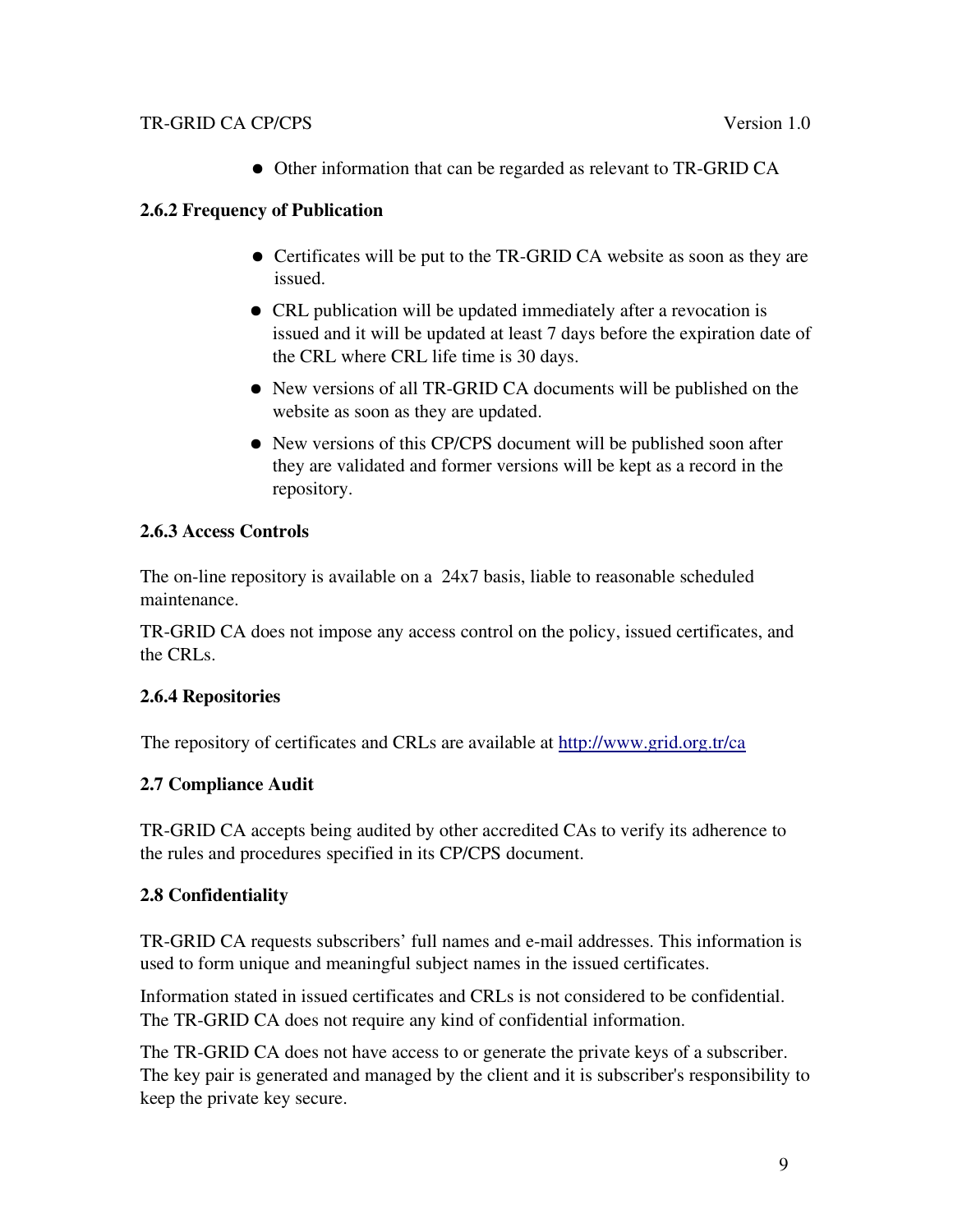- Other information that can be regarded as relevant to TR-GRID CA

### 2.6.2 Frequency of Publication

- Certificates will be put to the TR-GRID CA website as soon as they are issued.
- CRL publication will be updated immediately after a revocation is issued and it will be updated at least 7 days before the expiration date of the CRL where CRL life time is 30 days.
- New versions of all TR-GRID CA documents will be published on the website as soon as they are updated.
- New versions of this CP/CPS document will be published soon after they are validated and former versions will be kept as a record in the repository.

### 2.6.3 Access Controls

The on-line repository is available on a 24x7 basis, liable to reasonable scheduled maintenance.

TR-GRID CA does not impose any access control on the policy, issued certificates, and the CRLs.

### 2.6.4 Repositories

The repository of certificates and CRLs are available at [http://www.grid.org.tr/ca](http://www.grid.org.tr/ca)

## 2.7 Compliance Audit

TR-GRID CA accepts being audited by other accredited CAs to verify its adherence to the rules and procedures specified in its CP/CPS document.

## 2.8 Confidentiality

TR-GRID CA requests subscribers' full names and e-mail addresses. This information is used to form unique and meaningful subject names in the issued certificates.

Information stated in issued certificates and CRLs is not considered to be confidential. The TR-GRID CA does not require any kind of confidential information.

The TR-GRID CA does not have access to or generate the private keys of a subscriber. The key pair is generated and managed by the client and it is subscriber's responsibility to keep the private key secure.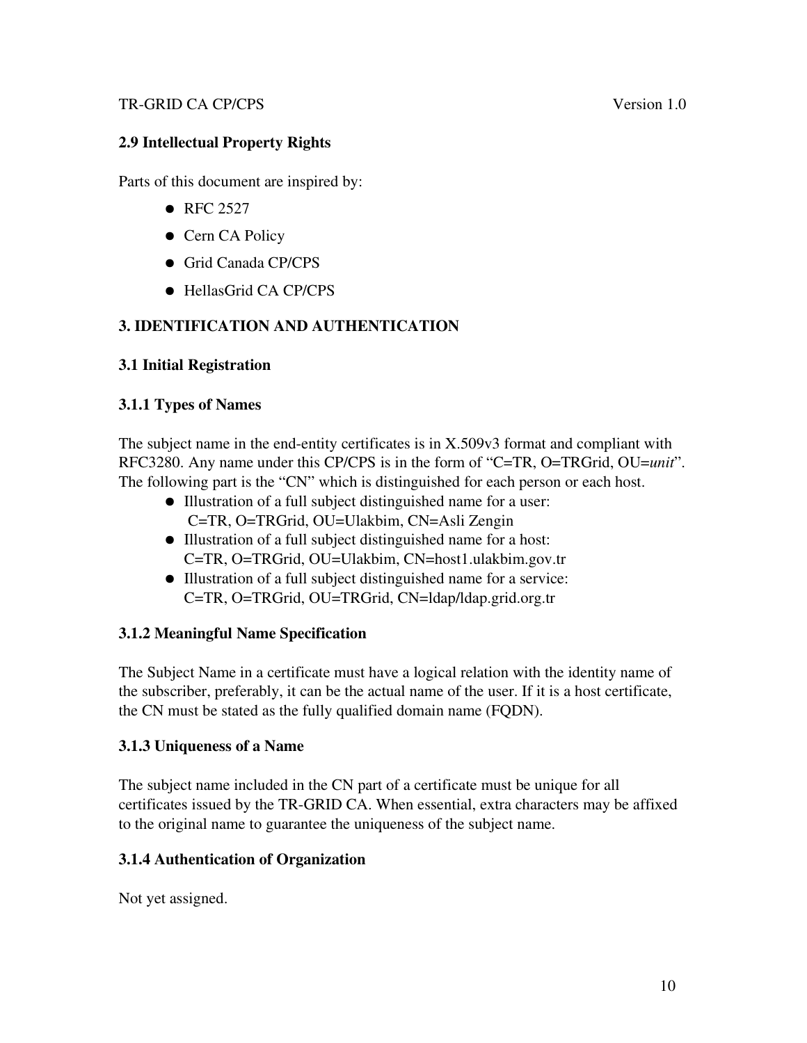### 2.9 Intellectual Property Rights

Parts of this document are inspired by:

- RFC 2527
- Cern CA Policy
- Grid Canada CP/CPS
- HellasGrid CA CP/CPS

## 3. IDENTIFICATION AND AUTHENTICATION

### 3.1 Initial Registration

#### 3.1.1 Types of Names

The subject name in the end-entity certificates is in X.509v3 format and compliant with RFC3280. Any name under this CP/CPS is in the form of "C=TR, O=TRGrid, OU=*unit*". The following part is the "CN" which is distinguished for each person or each host.

- Illustration of a full subject distinguished name for a user:
  C=TR, O=TRGrid, OU=Ulakbim, CN=Asli Zengin
- Illustration of a full subject distinguished name for a host:
  C=TR, O=TRGrid, OU=Ulakbim, CN=host1.ulakbim.gov.tr
- Illustration of a full subject distinguished name for a service:
  C=TR, O=TRGrid, OU=TRGrid, CN=ldap/ldap.grid.org.tr

#### 3.1.2 Meaningful Name Specification

The Subject Name in a certificate must have a logical relation with the identity name of the subscriber, preferably, it can be the actual name of the user. If it is a host certificate, the CN must be stated as the fully qualified domain name (FQDN).

#### 3.1.3 Uniqueness of a Name

The subject name included in the CN part of a certificate must be unique for all certificates issued by the TR-GRID CA. When essential, extra characters may be affixed to the original name to guarantee the uniqueness of the subject name.

#### 3.1.4 Authentication of Organization

Not yet assigned.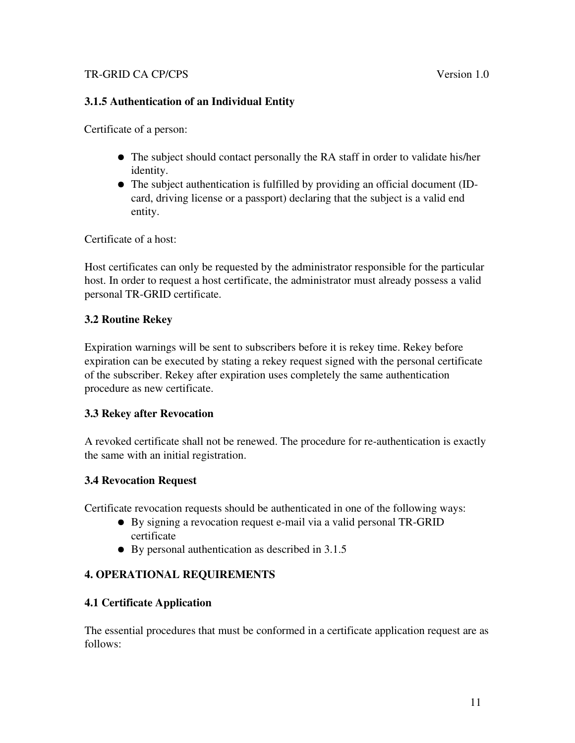### 3.1.5 Authentication of an Individual Entity

Certificate of a person:

- The subject should contact personally the RA staff in order to validate his/her identity.
- The subject authentication is fulfilled by providing an official document (ID-card, driving license or a passport) declaring that the subject is a valid end entity.

Certificate of a host:

Host certificates can only be requested by the administrator responsible for the particular host. In order to request a host certificate, the administrator must already possess a valid personal TR-GRID certificate.

### 3.2 Routine Rekey

Expiration warnings will be sent to subscribers before it is rekey time. Rekey before expiration can be executed by stating a rekey request signed with the personal certificate of the subscriber. Rekey after expiration uses completely the same authentication procedure as new certificate.

### 3.3 Rekey after Revocation

A revoked certificate shall not be renewed. The procedure for re-authentication is exactly the same with an initial registration.

### 3.4 Revocation Request

Certificate revocation requests should be authenticated in one of the following ways:

- By signing a revocation request e-mail via a valid personal TR-GRID certificate
- By personal authentication as described in 3.1.5

## 4. OPERATIONAL REQUIREMENTS

### 4.1 Certificate Application

The essential procedures that must be conformed in a certificate application request are as follows: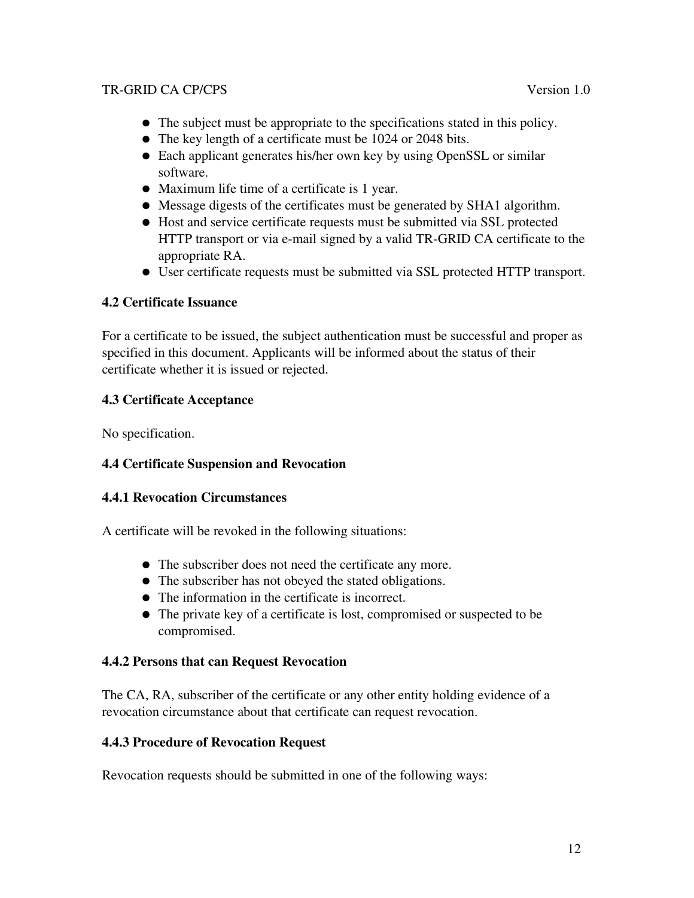- The subject must be appropriate to the specifications stated in this policy.
- The key length of a certificate must be 1024 or 2048 bits.
- Each applicant generates his/her own key by using OpenSSL or similar software.
- Maximum life time of a certificate is 1 year.
- Message digests of the certificates must be generated by SHA1 algorithm.
- Host and service certificate requests must be submitted via SSL protected HTTP transport or via e-mail signed by a valid TR-GRID CA certificate to the appropriate RA.
- User certificate requests must be submitted via SSL protected HTTP transport.

### 4.2 Certificate Issuance

For a certificate to be issued, the subject authentication must be successful and proper as specified in this document. Applicants will be informed about the status of their certificate whether it is issued or rejected.

### 4.3 Certificate Acceptance

No specification.

### 4.4 Certificate Suspension and Revocation

#### 4.4.1 Revocation Circumstances

A certificate will be revoked in the following situations:

- The subscriber does not need the certificate any more.
- The subscriber has not obeyed the stated obligations.
- The information in the certificate is incorrect.
- The private key of a certificate is lost, compromised or suspected to be compromised.

#### 4.4.2 Persons that can Request Revocation

The CA, RA, subscriber of the certificate or any other entity holding evidence of a revocation circumstance about that certificate can request revocation.

#### 4.4.3 Procedure of Revocation Request

Revocation requests should be submitted in one of the following ways: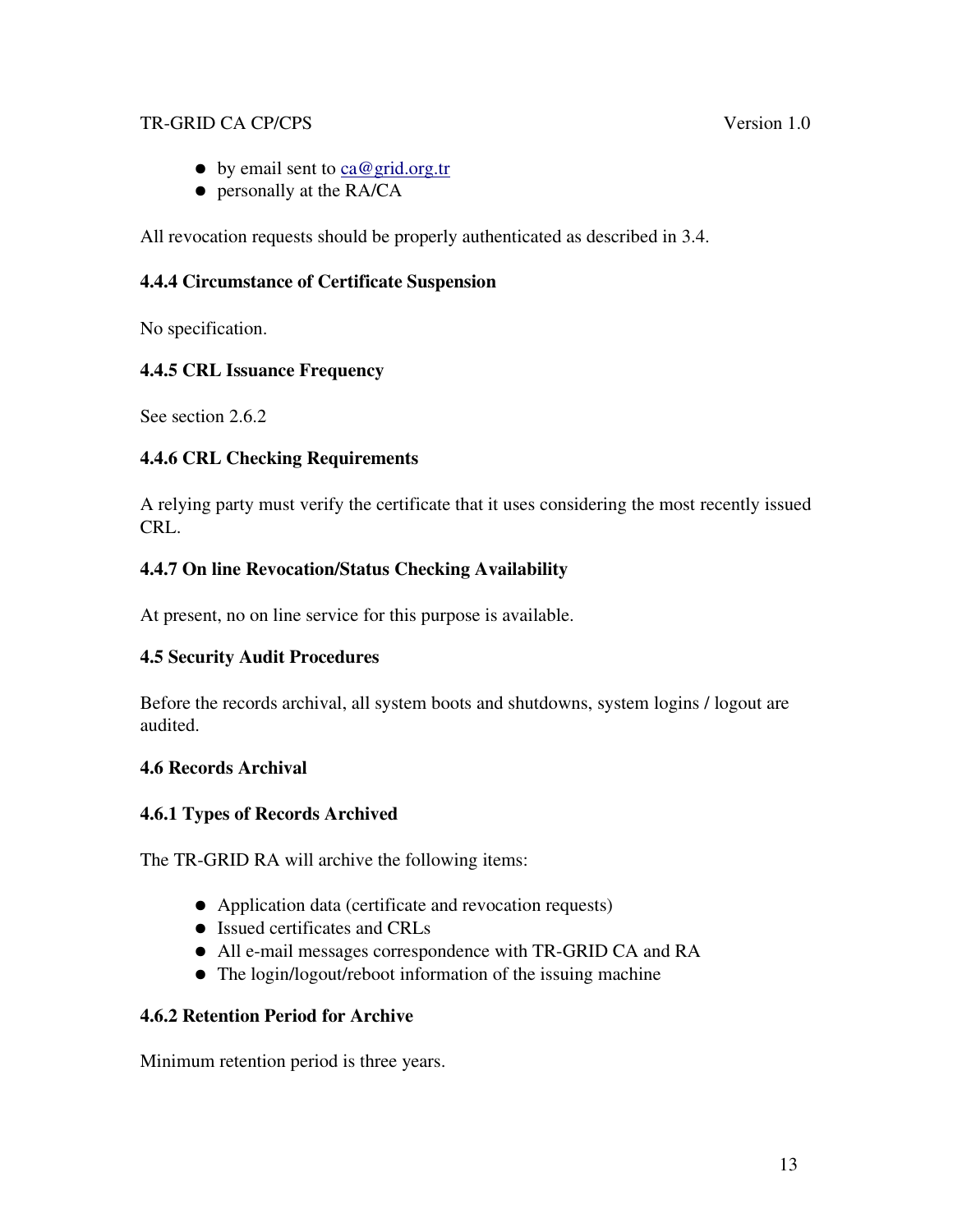- by email sent to ca@grid.org.tr
- personally at the RA/CA

All revocation requests should be properly authenticated as described in 3.4.

### 4.4.4 Circumstance of Certificate Suspension

No specification.

### 4.4.5 CRL Issuance Frequency

See section 2.6.2

### 4.4.6 CRL Checking Requirements

A relying party must verify the certificate that it uses considering the most recently issued CRL.

### 4.4.7 On line Revocation/Status Checking Availability

At present, no on line service for this purpose is available.

## 4.5 Security Audit Procedures

Before the records archival, all system boots and shutdowns, system logins / logout are audited.

## 4.6 Records Archival

### 4.6.1 Types of Records Archived

The TR-GRID RA will archive the following items:

- Application data (certificate and revocation requests)
- Issued certificates and CRLs
- All e-mail messages correspondence with TR-GRID CA and RA
- The login/logout/reboot information of the issuing machine

### 4.6.2 Retention Period for Archive

Minimum retention period is three years.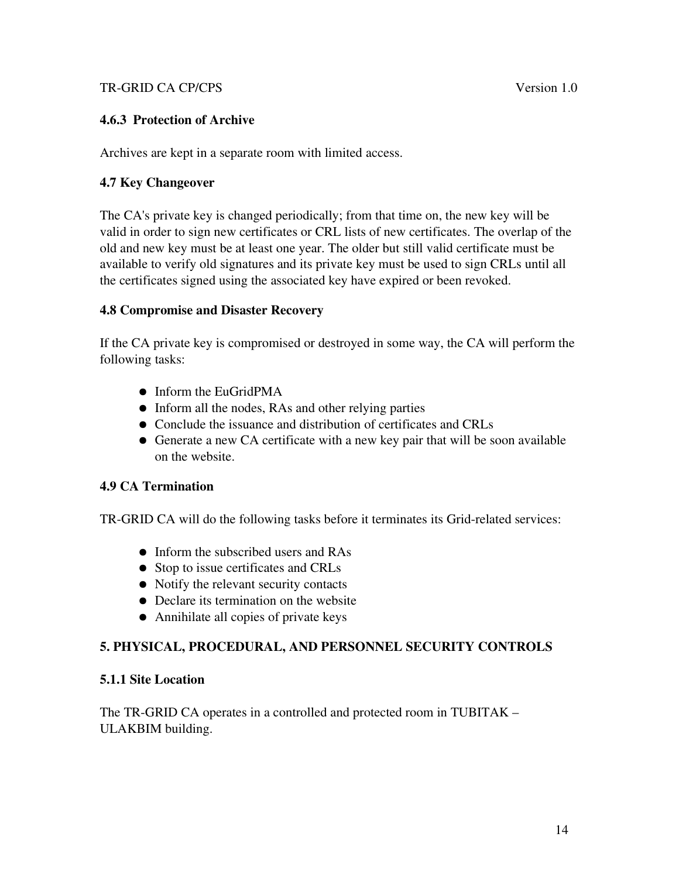### 4.6.3 Protection of Archive

Archives are kept in a separate room with limited access.

### 4.7 Key Changeover

The CA's private key is changed periodically; from that time on, the new key will be valid in order to sign new certificates or CRL lists of new certificates. The overlap of the old and new key must be at least one year. The older but still valid certificate must be available to verify old signatures and its private key must be used to sign CRLs until all the certificates signed using the associated key have expired or been revoked.

### 4.8 Compromise and Disaster Recovery

If the CA private key is compromised or destroyed in some way, the CA will perform the following tasks:

- Inform the EuGridPMA
- Inform all the nodes, RAs and other relying parties
- Conclude the issuance and distribution of certificates and CRLs
- Generate a new CA certificate with a new key pair that will be soon available on the website.

### 4.9 CA Termination

TR-GRID CA will do the following tasks before it terminates its Grid-related services:

- Inform the subscribed users and RAs
- Stop to issue certificates and CRLs
- Notify the relevant security contacts
- Declare its termination on the website
- Annihilate all copies of private keys

## 5. PHYSICAL, PROCEDURAL, AND PERSONNEL SECURITY CONTROLS

### 5.1.1 Site Location

The TR-GRID CA operates in a controlled and protected room in TUBITAK – ULAKBIM building.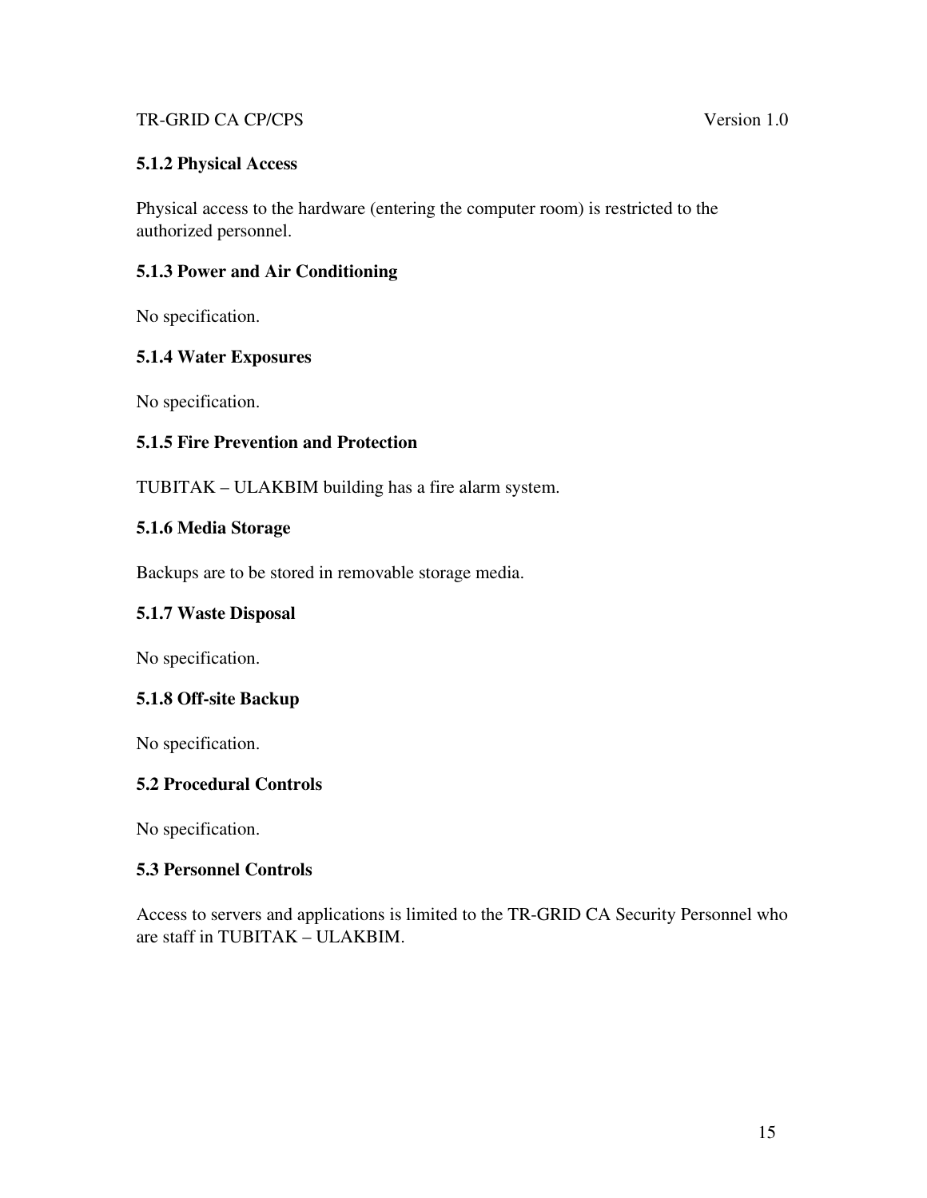### 5.1.2 Physical Access

Physical access to the hardware (entering the computer room) is restricted to the authorized personnel.

### 5.1.3 Power and Air Conditioning

No specification.

### 5.1.4 Water Exposures

No specification.

### 5.1.5 Fire Prevention and Protection

TUBITAK – ULAKBIM building has a fire alarm system.

### 5.1.6 Media Storage

Backups are to be stored in removable storage media.

### 5.1.7 Waste Disposal

No specification.

### 5.1.8 Off-site Backup

No specification.

## 5.2 Procedural Controls

No specification.

## 5.3 Personnel Controls

Access to servers and applications is limited to the TR-GRID CA Security Personnel who are staff in TUBITAK – ULAKBIM.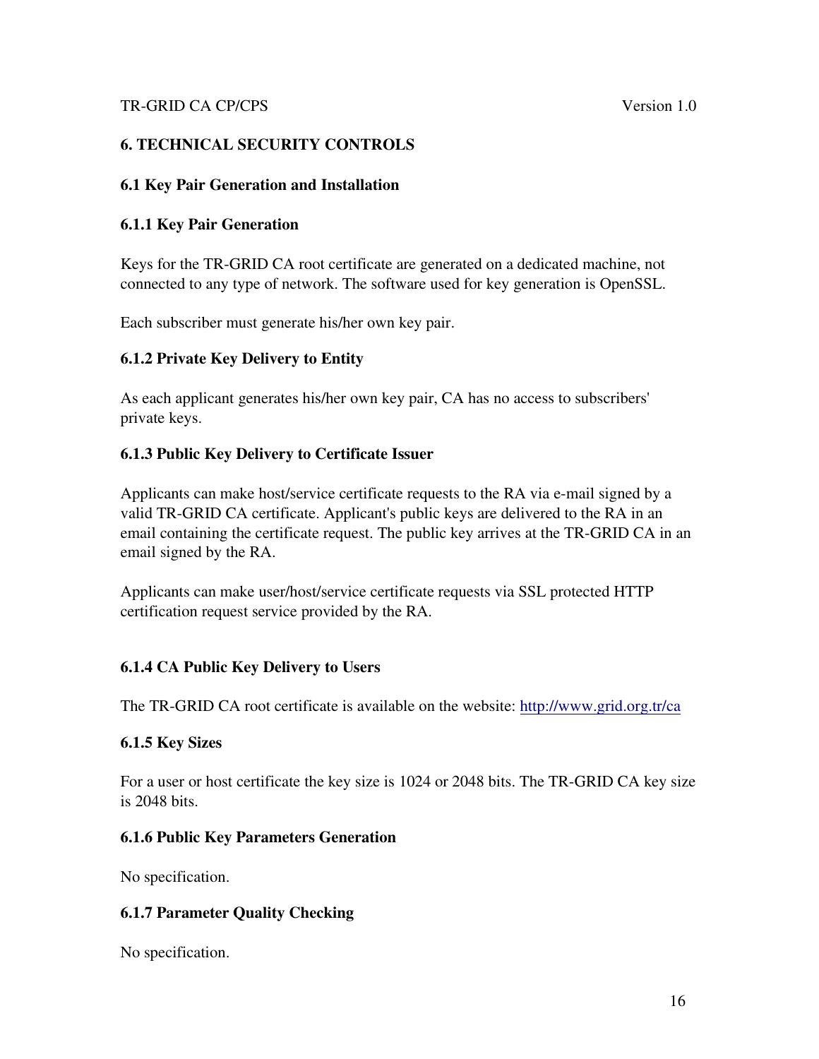# 6. TECHNICAL SECURITY CONTROLS

## 6.1 Key Pair Generation and Installation

### 6.1.1 Key Pair Generation

Keys for the TR-GRID CA root certificate are generated on a dedicated machine, not connected to any type of network. The software used for key generation is OpenSSL.

Each subscriber must generate his/her own key pair.

### 6.1.2 Private Key Delivery to Entity

As each applicant generates his/her own key pair, CA has no access to subscribers' private keys.

### 6.1.3 Public Key Delivery to Certificate Issuer

Applicants can make host/service certificate requests to the RA via e-mail signed by a valid TR-GRID CA certificate. Applicant's public keys are delivered to the RA in an email containing the certificate request. The public key arrives at the TR-GRID CA in an email signed by the RA.

Applicants can make user/host/service certificate requests via SSL protected HTTP certification request service provided by the RA.

### 6.1.4 CA Public Key Delivery to Users

The TR-GRID CA root certificate is available on the website: http://www.grid.org.tr/ca

### 6.1.5 Key Sizes

For a user or host certificate the key size is 1024 or 2048 bits. The TR-GRID CA key size is 2048 bits.

### 6.1.6 Public Key Parameters Generation

No specification.

### 6.1.7 Parameter Quality Checking

No specification.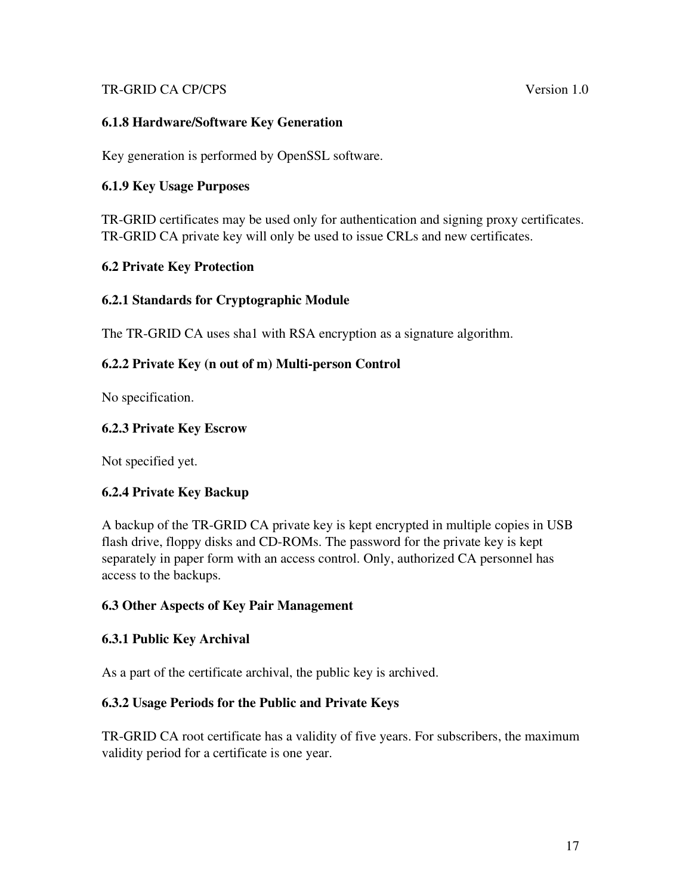### 6.1.8 Hardware/Software Key Generation

Key generation is performed by OpenSSL software.

### 6.1.9 Key Usage Purposes

TR-GRID certificates may be used only for authentication and signing proxy certificates. TR-GRID CA private key will only be used to issue CRLs and new certificates.

## 6.2 Private Key Protection

### 6.2.1 Standards for Cryptographic Module

The TR-GRID CA uses sha1 with RSA encryption as a signature algorithm.

### 6.2.2 Private Key (n out of m) Multi-person Control

No specification.

### 6.2.3 Private Key Escrow

Not specified yet.

### 6.2.4 Private Key Backup

A backup of the TR-GRID CA private key is kept encrypted in multiple copies in USB flash drive, floppy disks and CD-ROMs. The password for the private key is kept separately in paper form with an access control. Only, authorized CA personnel has access to the backups.

## 6.3 Other Aspects of Key Pair Management

### 6.3.1 Public Key Archival

As a part of the certificate archival, the public key is archived.

### 6.3.2 Usage Periods for the Public and Private Keys

TR-GRID CA root certificate has a validity of five years. For subscribers, the maximum validity period for a certificate is one year.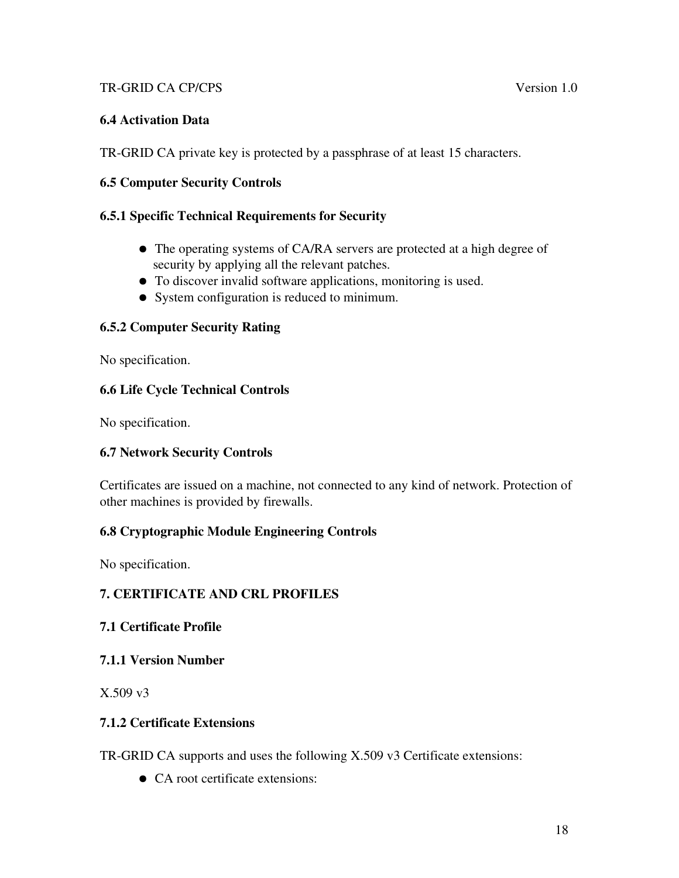### 6.4 Activation Data

TR-GRID CA private key is protected by a passphrase of at least 15 characters.

### 6.5 Computer Security Controls

#### 6.5.1 Specific Technical Requirements for Security

- The operating systems of CA/RA servers are protected at a high degree of security by applying all the relevant patches.
- To discover invalid software applications, monitoring is used.
- System configuration is reduced to minimum.

#### 6.5.2 Computer Security Rating

No specification.

### 6.6 Life Cycle Technical Controls

No specification.

### 6.7 Network Security Controls

Certificates are issued on a machine, not connected to any kind of network. Protection of other machines is provided by firewalls.

### 6.8 Cryptographic Module Engineering Controls

No specification.

## 7. CERTIFICATE AND CRL PROFILES

### 7.1 Certificate Profile

#### 7.1.1 Version Number

X.509 v3

#### 7.1.2 Certificate Extensions

TR-GRID CA supports and uses the following X.509 v3 Certificate extensions:

- CA root certificate extensions: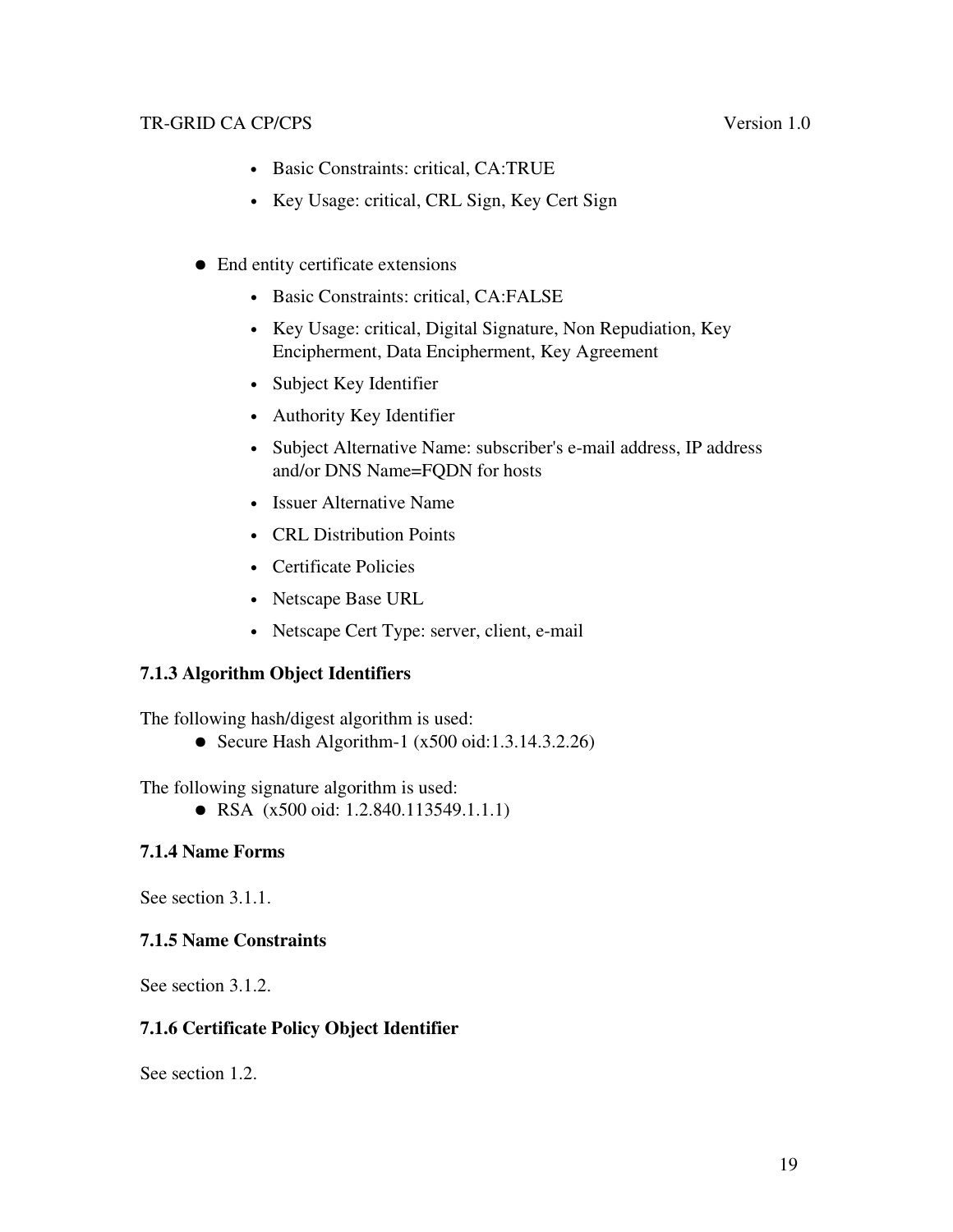- Basic Constraints: critical, CA:TRUE
  - Key Usage: critical, CRL Sign, Key Cert Sign

- End entity certificate extensions
  - Basic Constraints: critical, CA:FALSE
  - Key Usage: critical, Digital Signature, Non Repudiation, Key Encipherment, Data Encipherment, Key Agreement
  - Subject Key Identifier
  - Authority Key Identifier
  - Subject Alternative Name: subscriber's e-mail address, IP address and/or DNS Name=FQDN for hosts
  - Issuer Alternative Name
  - CRL Distribution Points
  - Certificate Policies
  - Netscape Base URL
  - Netscape Cert Type: server, client, e-mail

### 7.1.3 Algorithm Object Identifiers

The following hash/digest algorithm is used:

- Secure Hash Algorithm-1 (x500 oid:1.3.14.3.2.26)

The following signature algorithm is used:

- RSA (x500 oid: 1.2.840.113549.1.1.1)

### 7.1.4 Name Forms

See section 3.1.1.

### 7.1.5 Name Constraints

See section 3.1.2.

### 7.1.6 Certificate Policy Object Identifier

See section 1.2.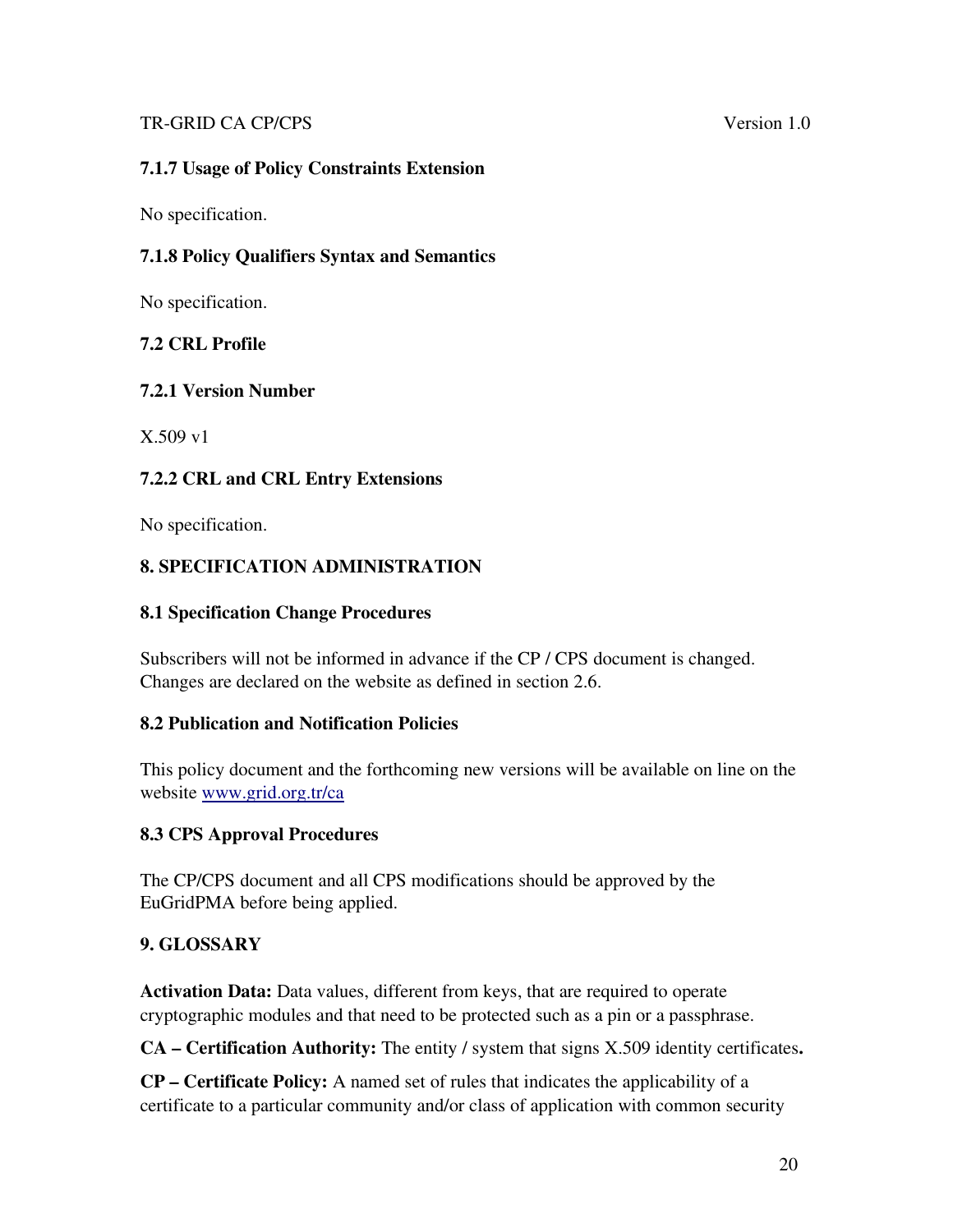### 7.1.7 Usage of Policy Constraints Extension

No specification.

### 7.1.8 Policy Qualifiers Syntax and Semantics

No specification.

## 7.2 CRL Profile

### 7.2.1 Version Number

X.509 v1

### 7.2.2 CRL and CRL Entry Extensions

No specification.

# 8. SPECIFICATION ADMINISTRATION

## 8.1 Specification Change Procedures

Subscribers will not be informed in advance if the CP / CPS document is changed. Changes are declared on the website as defined in section 2.6.

## 8.2 Publication and Notification Policies

This policy document and the forthcoming new versions will be available on line on the website www.grid.org.tr/ca

## 8.3 CPS Approval Procedures

The CP/CPS document and all CPS modifications should be approved by the EuGridPMA before being applied.

# 9. GLOSSARY

**Activation Data:** Data values, different from keys, that are required to operate cryptographic modules and that need to be protected such as a pin or a passphrase.

**CA – Certification Authority:** The entity / system that signs X.509 identity certificates**.**

**CP – Certificate Policy:** A named set of rules that indicates the applicability of a certificate to a particular community and/or class of application with common security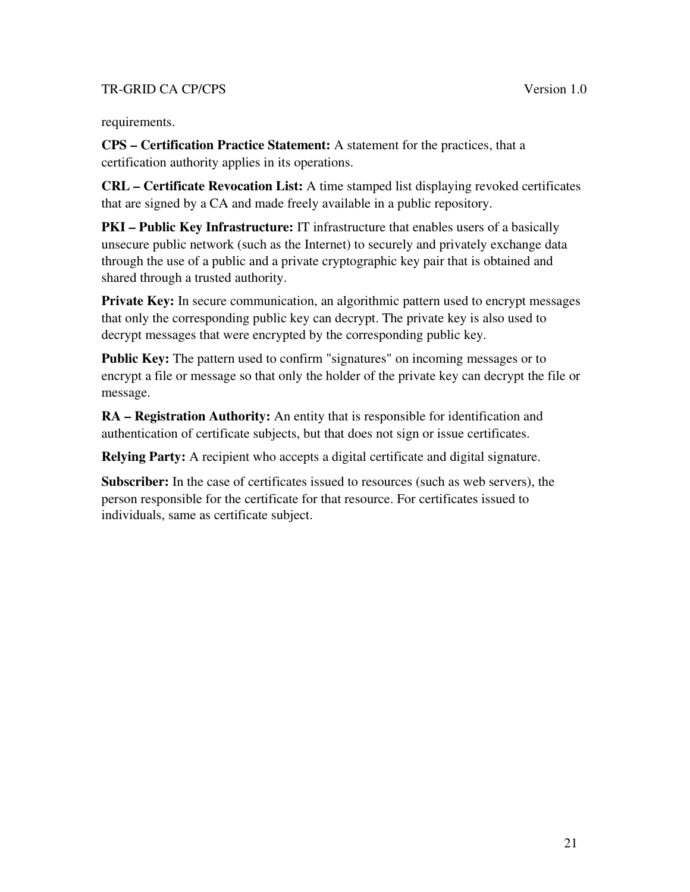requirements.

**CPS – Certification Practice Statement:** A statement for the practices, that a certification authority applies in its operations.

**CRL – Certificate Revocation List:** A time stamped list displaying revoked certificates that are signed by a CA and made freely available in a public repository.

**PKI – Public Key Infrastructure:** IT infrastructure that enables users of a basically unsecure public network (such as the Internet) to securely and privately exchange data through the use of a public and a private cryptographic key pair that is obtained and shared through a trusted authority.

**Private Key:** In secure communication, an algorithmic pattern used to encrypt messages that only the corresponding public key can decrypt. The private key is also used to decrypt messages that were encrypted by the corresponding public key.

**Public Key:** The pattern used to confirm "signatures" on incoming messages or to encrypt a file or message so that only the holder of the private key can decrypt the file or message.

**RA – Registration Authority:** An entity that is responsible for identification and authentication of certificate subjects, but that does not sign or issue certificates.

**Relying Party:** A recipient who accepts a digital certificate and digital signature.

**Subscriber:** In the case of certificates issued to resources (such as web servers), the person responsible for the certificate for that resource. For certificates issued to individuals, same as certificate subject.